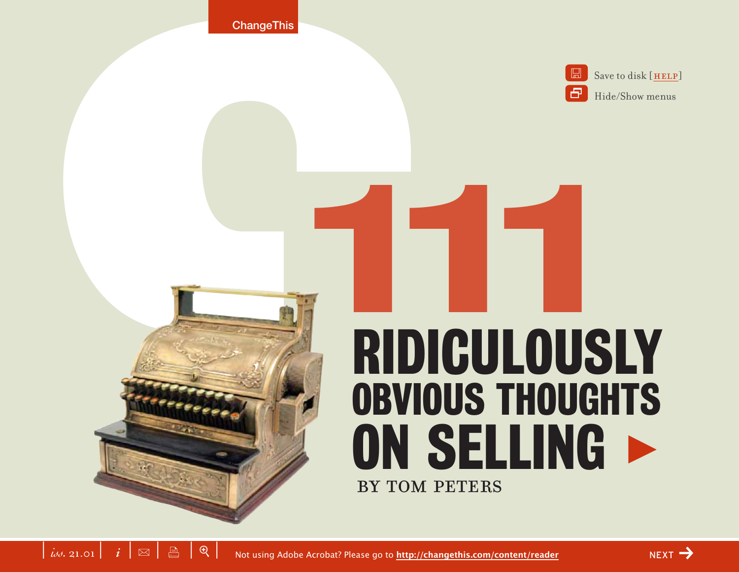ChangeThis

Save to disk [HELP]

Hide/Show menus

# 111 RIDICULOUSLY OBVIOUS THOUGHTS ON SELLING

BY TOM PETERS

iss. 21.01

Not using Adobe Acrobat? Please go to http://changethis.com/content/reader

NEXT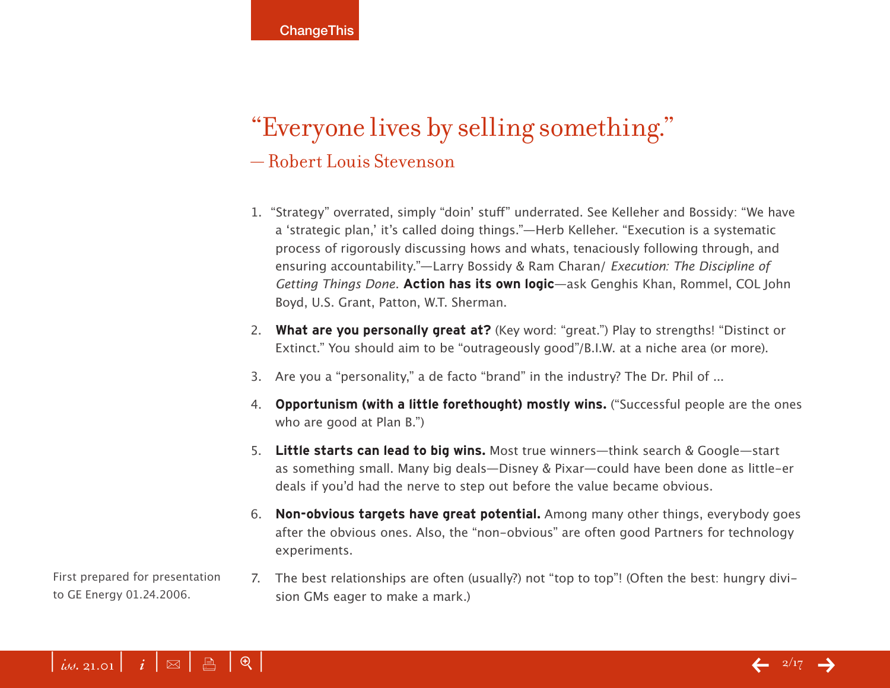# "Everyone lives by selling something."

— Robert Louis Stevenson

1. "Strategy" overrated, simply "doin' stuff" underrated. See Kelleher and Bossidy: "We have a 'strategic plan,' it's called doing things."—Herb Kelleher. "Execution is a systematic process of rigorously discussing hows and whats, tenaciously following through, and ensuring accountability."—Larry Bossidy & Ram Charan/ *Execution: The Discipline of Getting Things Done*. **Action has its own logic**—ask Genghis Khan, Rommel, COL John Boyd, U.S. Grant, Patton, W.T. Sherman.
2. **What are you personally great at?** (Key word: "great.") Play to strengths! "Distinct or Extinct." You should aim to be "outrageously good"/B.I.W. at a niche area (or more).
3. Are you a "personality," a de facto "brand" in the industry? The Dr. Phil of ...
4. **Opportunism (with a little forethought) mostly wins.** ("Successful people are the ones who are good at Plan B.")
5. **Little starts can lead to big wins.** Most true winners—think search & Google—start as something small. Many big deals—Disney & Pixar—could have been done as little-er deals if you'd had the nerve to step out before the value became obvious.
6. **Non-obvious targets have great potential.** Among many other things, everybody goes after the obvious ones. Also, the "non-obvious" are often good Partners for technology experiments.
7. The best relationships are often (usually?) not "top to top"! (Often the best: hungry division GMs eager to make a mark.)

First prepared for presentation to GE Energy 01.24.2006.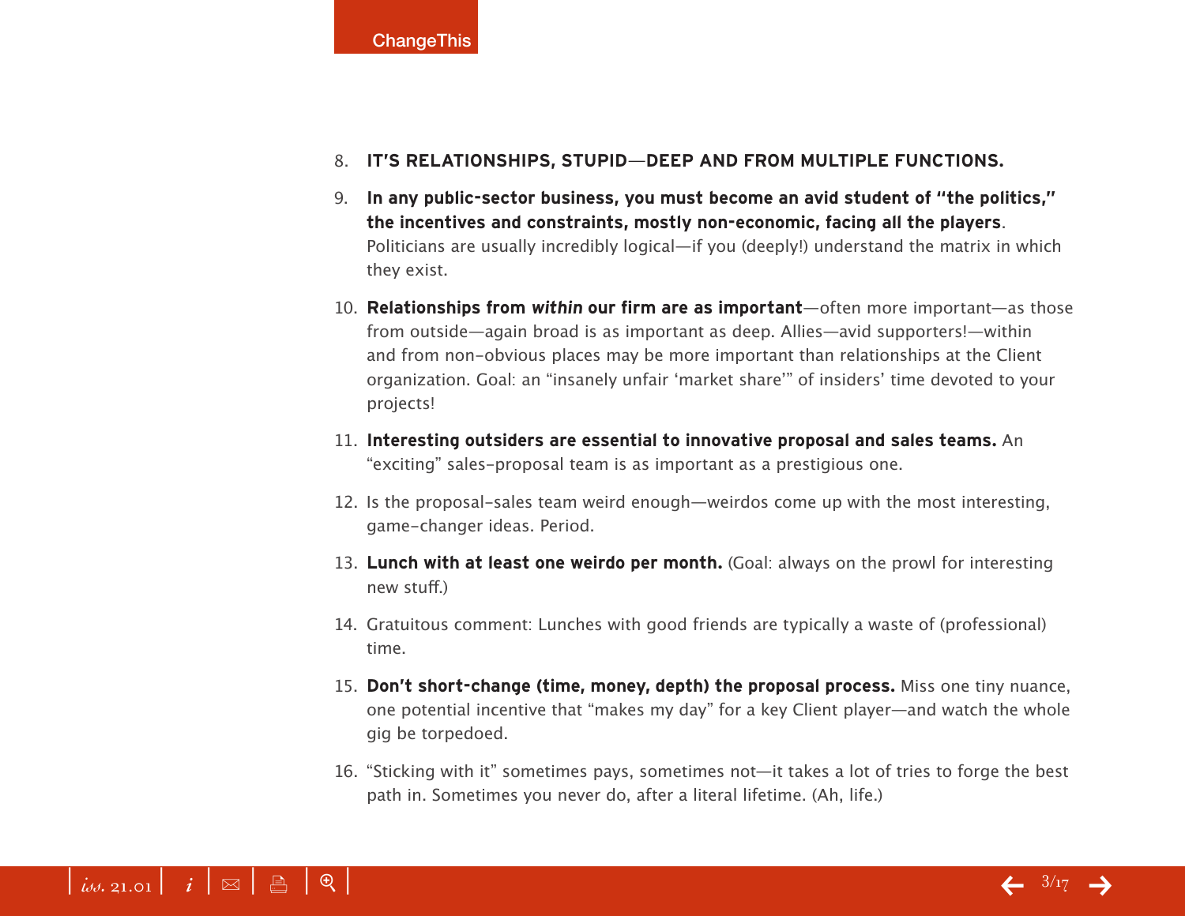8. **IT'S RELATIONSHIPS, STUPID—DEEP AND FROM MULTIPLE FUNCTIONS.**

9. **In any public-sector business, you must become an avid student of "the politics," the incentives and constraints, mostly non-economic, facing all the players**. Politicians are usually incredibly logical—if you (deeply!) understand the matrix in which they exist.

10. **Relationships from *within* our firm are as important**—often more important—as those from outside—again broad is as important as deep. Allies—avid supporters!—within and from non-obvious places may be more important than relationships at the Client organization. Goal: an "insanely unfair 'market share'" of insiders' time devoted to your projects!

11. **Interesting outsiders are essential to innovative proposal and sales teams.** An "exciting" sales-proposal team is as important as a prestigious one.

12. Is the proposal-sales team weird enough—weirdos come up with the most interesting, game-changer ideas. Period.

13. **Lunch with at least one weirdo per month.** (Goal: always on the prowl for interesting new stuff.)

14. Gratuitous comment: Lunches with good friends are typically a waste of (professional) time.

15. **Don't short-change (time, money, depth) the proposal process.** Miss one tiny nuance, one potential incentive that "makes my day" for a key Client player—and watch the whole gig be torpedoed.

16. "Sticking with it" sometimes pays, sometimes not—it takes a lot of tries to forge the best path in. Sometimes you never do, after a literal lifetime. (Ah, life.)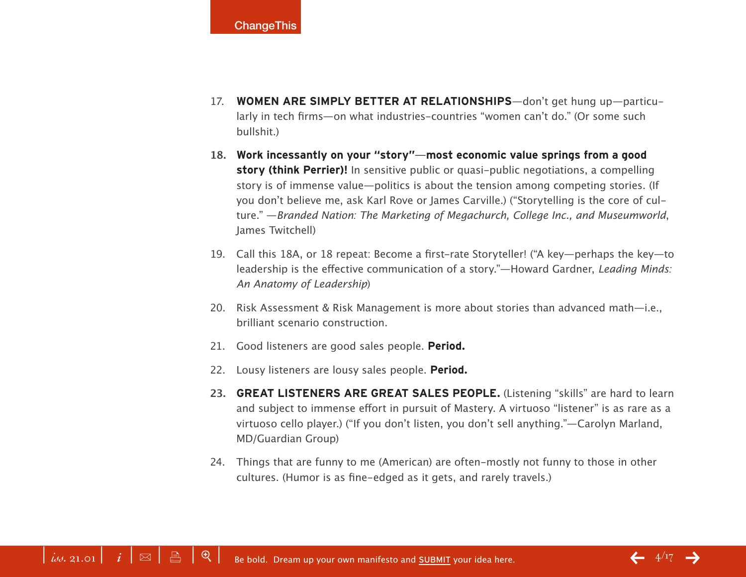17. **WOMEN ARE SIMPLY BETTER AT RELATIONSHIPS**—don't get hung up—particularly in tech firms—on what industries-countries "women can't do." (Or some such bullshit.)

18. **Work incessantly on your "story"—most economic value springs from a good story (think Perrier)!** In sensitive public or quasi-public negotiations, a compelling story is of immense value—politics is about the tension among competing stories. (If you don't believe me, ask Karl Rove or James Carville.) ("Storytelling is the core of culture." —*Branded Nation: The Marketing of Megachurch, College Inc., and Museumworld*, James Twitchell)

19. Call this 18A, or 18 repeat: Become a first-rate Storyteller! ("A key—perhaps the key—to leadership is the effective communication of a story."—Howard Gardner, *Leading Minds: An Anatomy of Leadership*)

20. Risk Assessment & Risk Management is more about stories than advanced math—i.e., brilliant scenario construction.

21. Good listeners are good sales people. **Period.**

22. Lousy listeners are lousy sales people. **Period.**

23. **GREAT LISTENERS ARE GREAT SALES PEOPLE.** (Listening "skills" are hard to learn and subject to immense effort in pursuit of Mastery. A virtuoso "listener" is as rare as a virtuoso cello player.) ("If you don't listen, you don't sell anything."—Carolyn Marland, MD/Guardian Group)

24. Things that are funny to me (American) are often-mostly not funny to those in other cultures. (Humor is as fine-edged as it gets, and rarely travels.)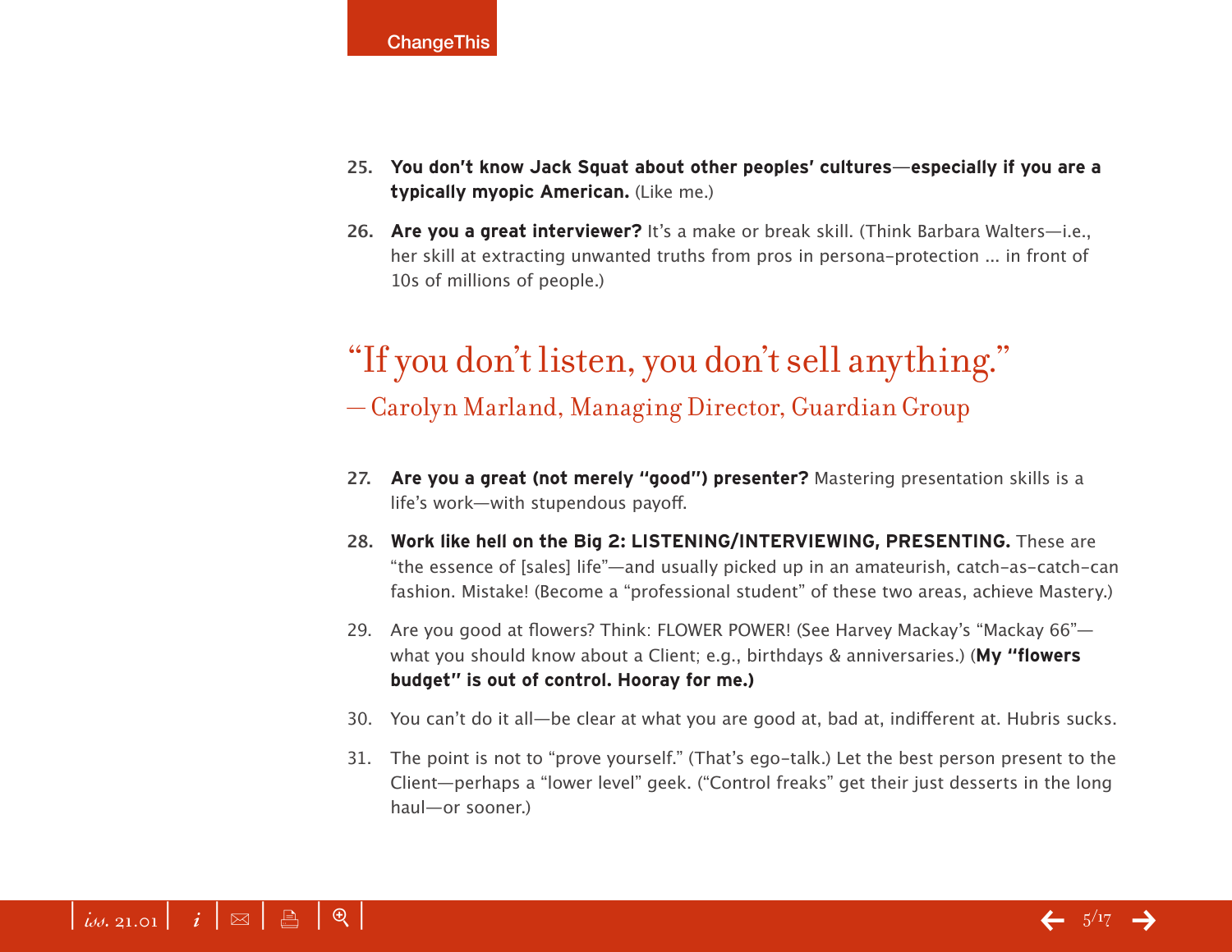25. **You don't know Jack Squat about other peoples' cultures—especially if you are a typically myopic American.** (Like me.)

26. **Are you a great interviewer?** It's a make or break skill. (Think Barbara Walters—i.e., her skill at extracting unwanted truths from pros in persona-protection ... in front of 10s of millions of people.)

> "If you don't listen, you don't sell anything."
>
> — Carolyn Marland, Managing Director, Guardian Group

27. **Are you a great (not merely "good") presenter?** Mastering presentation skills is a life's work—with stupendous payoff.

28. **Work like hell on the Big 2: LISTENING/INTERVIEWING, PRESENTING.** These are "the essence of [sales] life"—and usually picked up in an amateurish, catch-as-catch-can fashion. Mistake! (Become a "professional student" of these two areas, achieve Mastery.)

29. Are you good at flowers? Think: FLOWER POWER! (See Harvey Mackay's "Mackay 66"—what you should know about a Client; e.g., birthdays & anniversaries.) (**My "flowers budget" is out of control. Hooray for me.)**

30. You can't do it all—be clear at what you are good at, bad at, indifferent at. Hubris sucks.

31. The point is not to "prove yourself." (That's ego-talk.) Let the best person present to the Client—perhaps a "lower level" geek. ("Control freaks" get their just desserts in the long haul—or sooner.)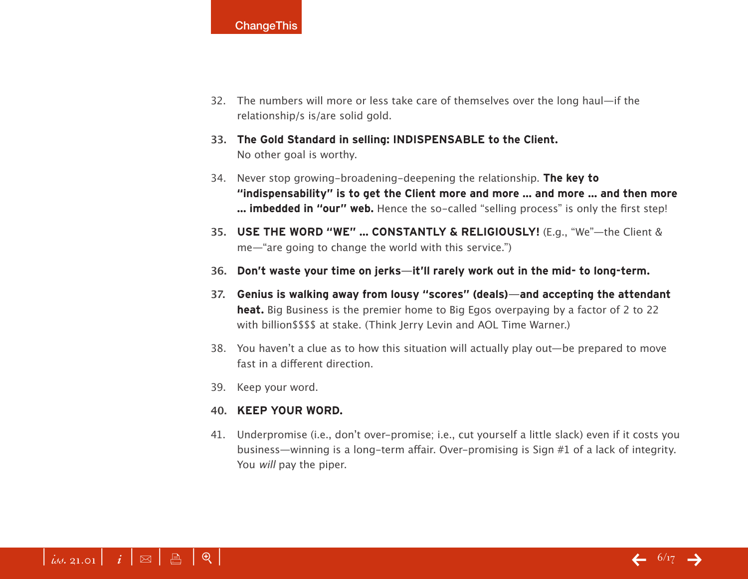32. The numbers will more or less take care of themselves over the long haul—if the relationship/s is/are solid gold.

33. **The Gold Standard in selling: INDISPENSABLE to the Client.** No other goal is worthy.

34. Never stop growing-broadening-deepening the relationship. **The key to "indispensability" is to get the Client more and more ... and more ... and then more ... imbedded in "our" web.** Hence the so-called "selling process" is only the first step!

35. **USE THE WORD "WE" ... CONSTANTLY & RELIGIOUSLY!** (E.g., "We"—the Client & me—"are going to change the world with this service.")

36. **Don't waste your time on jerks—it'll rarely work out in the mid- to long-term.**

37. **Genius is walking away from lousy "scores" (deals)—and accepting the attendant heat.** Big Business is the premier home to Big Egos overpaying by a factor of 2 to 22 with billion$$$$ at stake. (Think Jerry Levin and AOL Time Warner.)

38. You haven't a clue as to how this situation will actually play out—be prepared to move fast in a different direction.

39. Keep your word.

40. **KEEP YOUR WORD.**

41. Underpromise (i.e., don't over-promise; i.e., cut yourself a little slack) even if it costs you business—winning is a long-term affair. Over-promising is Sign #1 of a lack of integrity. You *will* pay the piper.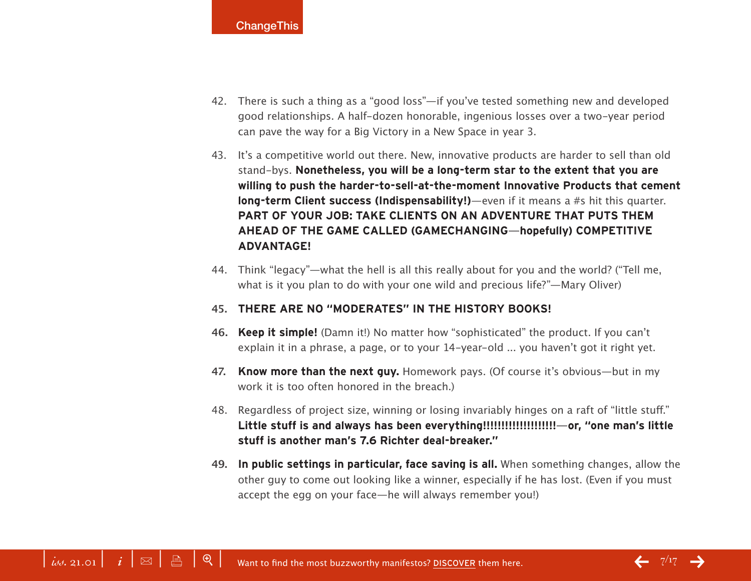42. There is such a thing as a "good loss"—if you've tested something new and developed good relationships. A half-dozen honorable, ingenious losses over a two-year period can pave the way for a Big Victory in a New Space in year 3.

43. It's a competitive world out there. New, innovative products are harder to sell than old stand-bys. **Nonetheless, you will be a long-term star to the extent that you are willing to push the harder-to-sell-at-the-moment Innovative Products that cement long-term Client success (Indispensability!)**—even if it means a #s hit this quarter. **PART OF YOUR JOB: TAKE CLIENTS ON AN ADVENTURE THAT PUTS THEM AHEAD OF THE GAME CALLED (GAMECHANGING—hopefully) COMPETITIVE ADVANTAGE!**

44. Think "legacy"—what the hell is all this really about for you and the world? ("Tell me, what is it you plan to do with your one wild and precious life?"—Mary Oliver)

45. **THERE ARE NO "MODERATES" IN THE HISTORY BOOKS!**

46. **Keep it simple!** (Damn it!) No matter how "sophisticated" the product. If you can't explain it in a phrase, a page, or to your 14-year-old ... you haven't got it right yet.

47. **Know more than the next guy.** Homework pays. (Of course it's obvious—but in my work it is too often honored in the breach.)

48. Regardless of project size, winning or losing invariably hinges on a raft of "little stuff." **Little stuff is and always has been everything!!!!!!!!!!!!!!!!!!!—or, "one man's little stuff is another man's 7.6 Richter deal-breaker."**

49. **In public settings in particular, face saving is all.** When something changes, allow the other guy to come out looking like a winner, especially if he has lost. (Even if you must accept the egg on your face—he will always remember you!)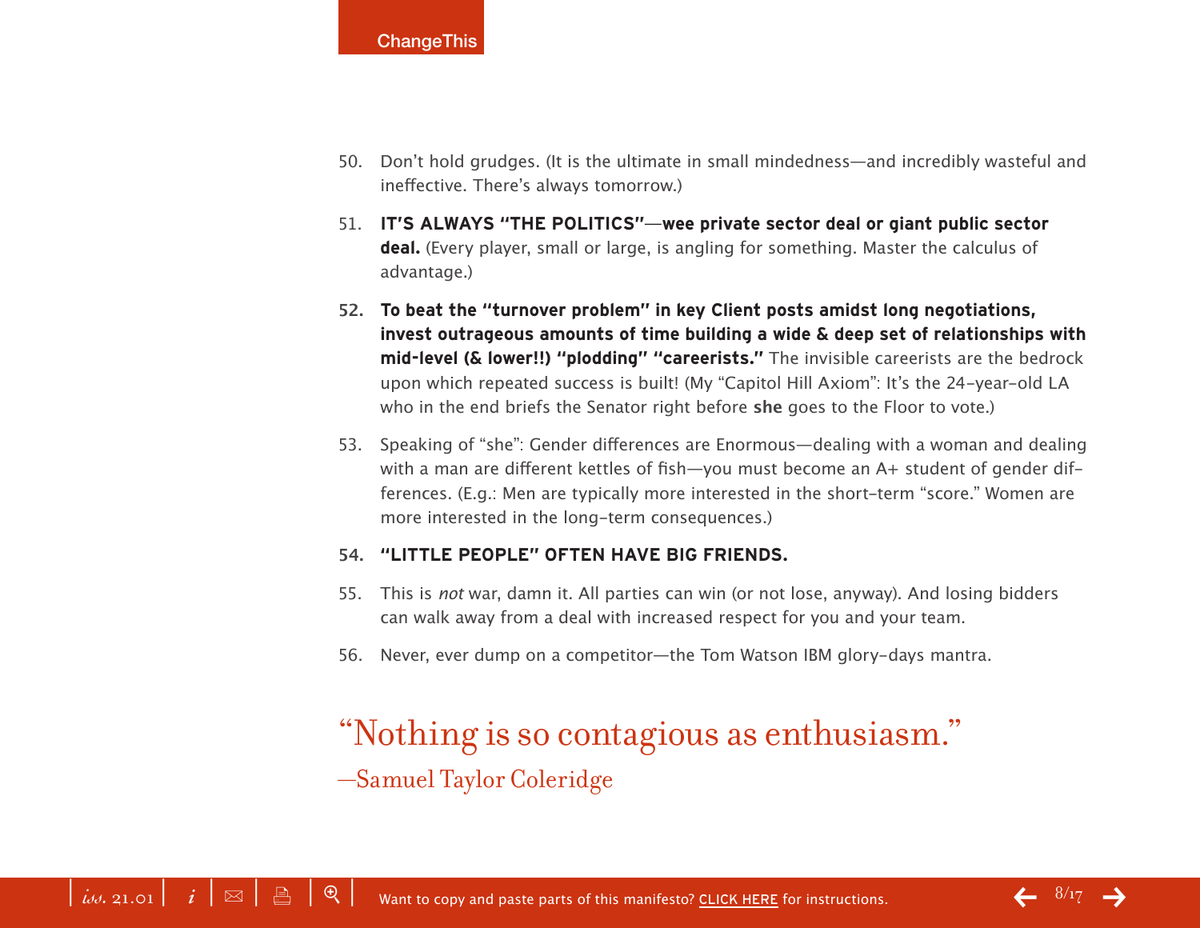50. Don't hold grudges. (It is the ultimate in small mindedness—and incredibly wasteful and ineffective. There's always tomorrow.)

51. **IT'S ALWAYS "THE POLITICS"—wee private sector deal or giant public sector deal.** (Every player, small or large, is angling for something. Master the calculus of advantage.)

52. **To beat the "turnover problem" in key Client posts amidst long negotiations, invest outrageous amounts of time building a wide & deep set of relationships with mid-level (& lower!!) "plodding" "careerists."** The invisible careerists are the bedrock upon which repeated success is built! (My "Capitol Hill Axiom": It's the 24-year-old LA who in the end briefs the Senator right before **she** goes to the Floor to vote.)

53. Speaking of "she": Gender differences are Enormous—dealing with a woman and dealing with a man are different kettles of fish—you must become an A+ student of gender differences. (E.g.: Men are typically more interested in the short-term "score." Women are more interested in the long-term consequences.)

54. **"LITTLE PEOPLE" OFTEN HAVE BIG FRIENDS.**

55. This is *not* war, damn it. All parties can win (or not lose, anyway). And losing bidders can walk away from a deal with increased respect for you and your team.

56. Never, ever dump on a competitor—the Tom Watson IBM glory-days mantra.

"Nothing is so contagious as enthusiasm."
—Samuel Taylor Coleridge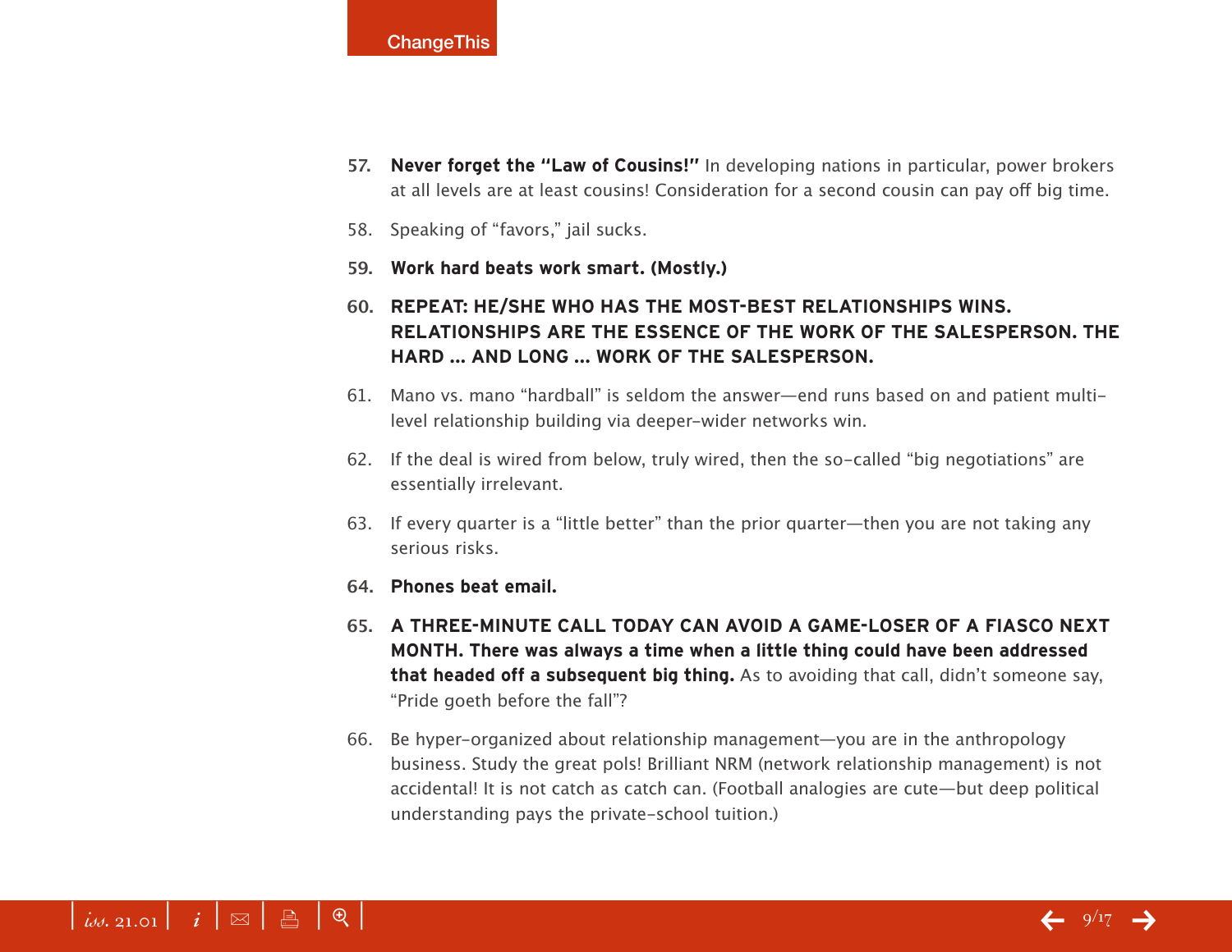57. **Never forget the "Law of Cousins!"** In developing nations in particular, power brokers at all levels are at least cousins! Consideration for a second cousin can pay off big time.

58. Speaking of "favors," jail sucks.

59. **Work hard beats work smart. (Mostly.)**

60. **REPEAT: HE/SHE WHO HAS THE MOST-BEST RELATIONSHIPS WINS. RELATIONSHIPS ARE THE ESSENCE OF THE WORK OF THE SALESPERSON. THE HARD ... AND LONG ... WORK OF THE SALESPERSON.**

61. Mano vs. mano "hardball" is seldom the answer—end runs based on and patient multi-level relationship building via deeper-wider networks win.

62. If the deal is wired from below, truly wired, then the so-called "big negotiations" are essentially irrelevant.

63. If every quarter is a "little better" than the prior quarter—then you are not taking any serious risks.

64. **Phones beat email.**

65. **A THREE-MINUTE CALL TODAY CAN AVOID A GAME-LOSER OF A FIASCO NEXT MONTH. There was always a time when a little thing could have been addressed that headed off a subsequent big thing.** As to avoiding that call, didn't someone say, "Pride goeth before the fall"?

66. Be hyper-organized about relationship management—you are in the anthropology business. Study the great pols! Brilliant NRM (network relationship management) is not accidental! It is not catch as catch can. (Football analogies are cute—but deep political understanding pays the private-school tuition.)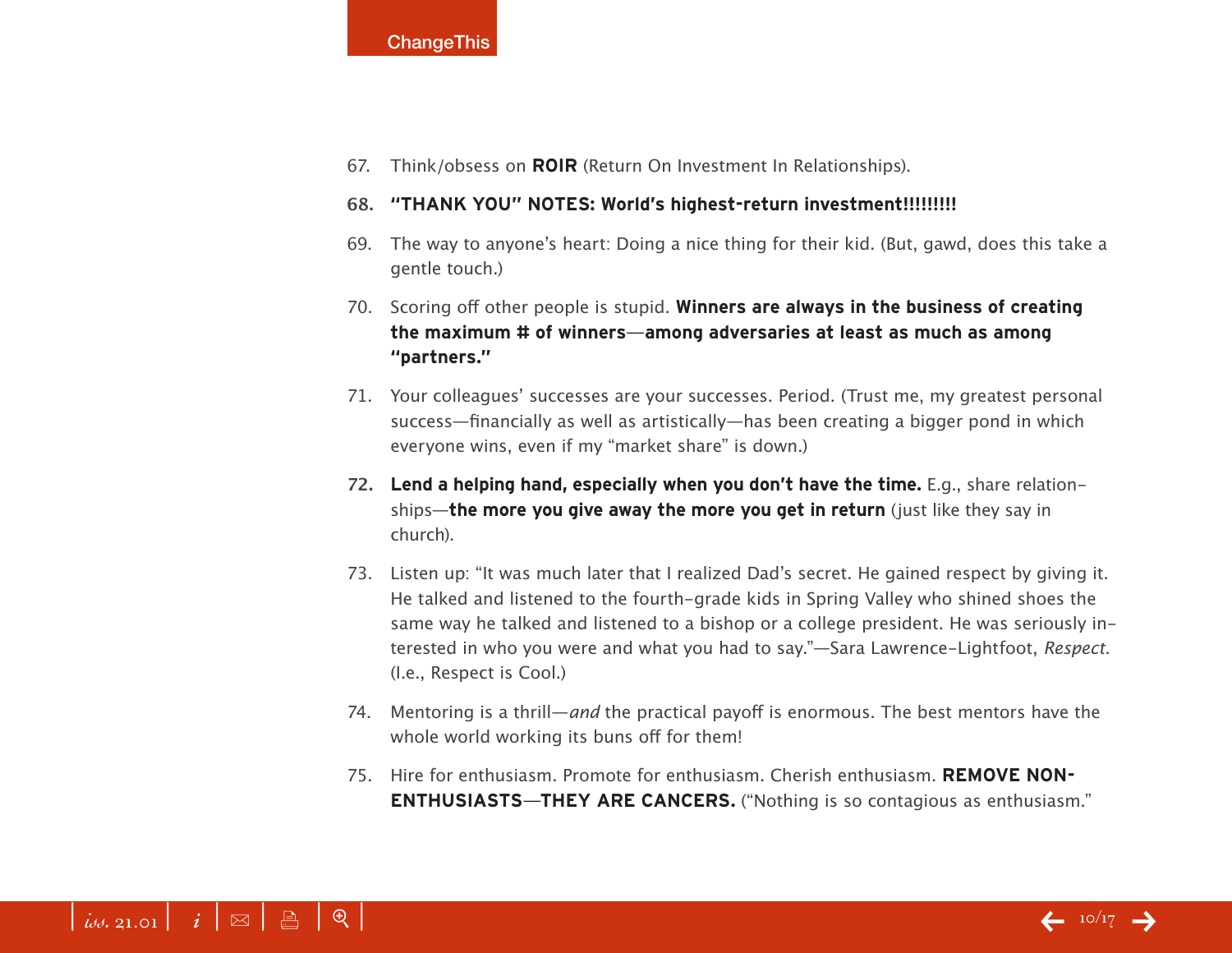67. Think/obsess on **ROIR** (Return On Investment In Relationships).

68. **"THANK YOU" NOTES: World's highest-return investment!!!!!!!!!**

69. The way to anyone's heart: Doing a nice thing for their kid. (But, gawd, does this take a gentle touch.)

70. Scoring off other people is stupid. **Winners are always in the business of creating the maximum # of winners—among adversaries at least as much as among "partners."**

71. Your colleagues' successes are your successes. Period. (Trust me, my greatest personal success—financially as well as artistically—has been creating a bigger pond in which everyone wins, even if my "market share" is down.)

72. **Lend a helping hand, especially when you don't have the time.** E.g., share relationships—**the more you give away the more you get in return** (just like they say in church).

73. Listen up: "It was much later that I realized Dad's secret. He gained respect by giving it. He talked and listened to the fourth-grade kids in Spring Valley who shined shoes the same way he talked and listened to a bishop or a college president. He was seriously interested in who you were and what you had to say."—Sara Lawrence-Lightfoot, *Respect*. (I.e., Respect is Cool.)

74. Mentoring is a thrill—*and* the practical payoff is enormous. The best mentors have the whole world working its buns off for them!

75. Hire for enthusiasm. Promote for enthusiasm. Cherish enthusiasm. **REMOVE NON-ENTHUSIASTS—THEY ARE CANCERS.** ("Nothing is so contagious as enthusiasm."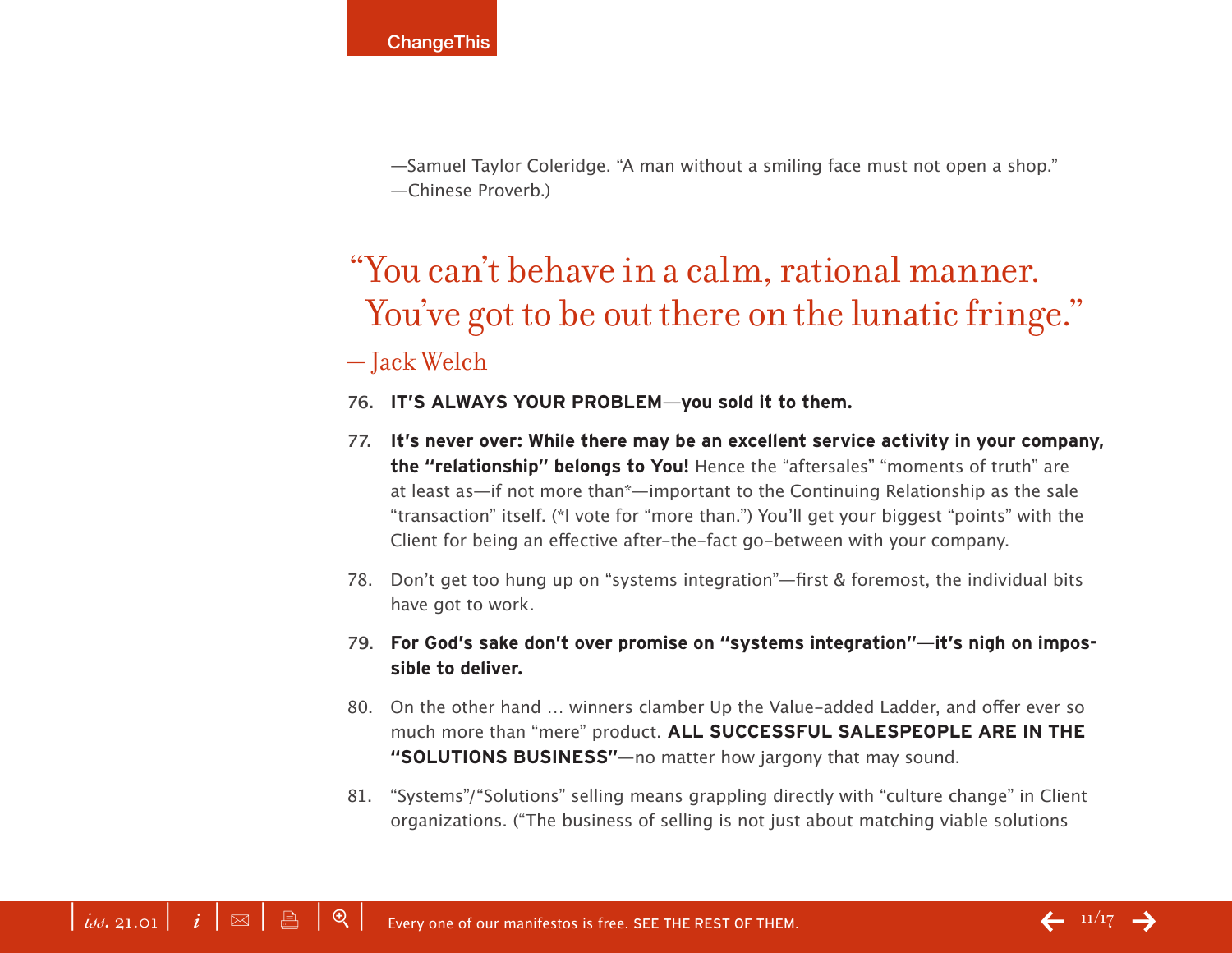—Samuel Taylor Coleridge. “A man without a smiling face must not open a shop.” —Chinese Proverb.)

> “You can’t behave in a calm, rational manner. You’ve got to be out there on the lunatic fringe.”
>
> — Jack Welch

76. **IT’S ALWAYS YOUR PROBLEM—you sold it to them.**

77. **It’s never over: While there may be an excellent service activity in your company, the “relationship” belongs to You!** Hence the “aftersales” “moments of truth” are at least as—if not more than*—important to the Continuing Relationship as the sale “transaction” itself. (*I vote for “more than.”) You’ll get your biggest “points” with the Client for being an effective after-the-fact go-between with your company.

78. Don’t get too hung up on “systems integration”—first & foremost, the individual bits have got to work.

79. **For God’s sake don’t over promise on “systems integration”—it’s nigh on impossible to deliver.**

80. On the other hand … winners clamber Up the Value-added Ladder, and offer ever so much more than “mere” product. **ALL SUCCESSFUL SALESPEOPLE ARE IN THE “SOLUTIONS BUSINESS”**—no matter how jargony that may sound.

81. “Systems”/“Solutions” selling means grappling directly with “culture change” in Client organizations. (“The business of selling is not just about matching viable solutions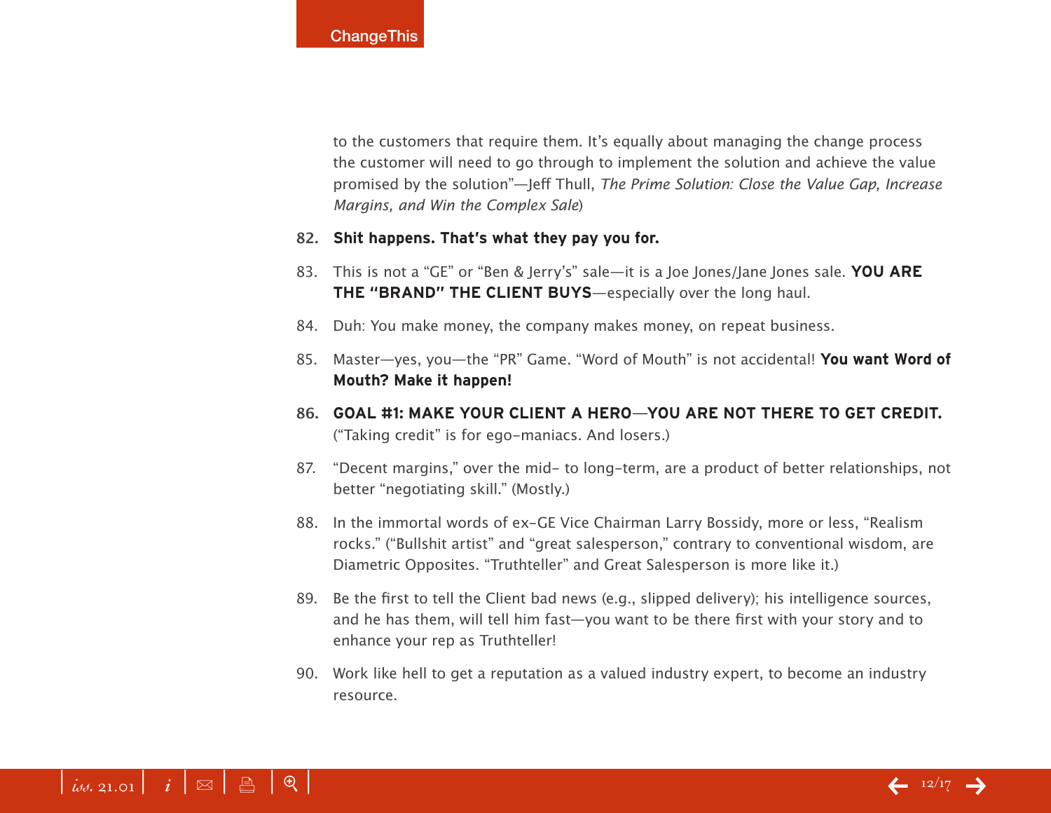to the customers that require them. It's equally about managing the change process the customer will need to go through to implement the solution and achieve the value promised by the solution"—Jeff Thull, *The Prime Solution: Close the Value Gap, Increase Margins, and Win the Complex Sale*)

82. **Shit happens. That's what they pay you for.**

83. This is not a "GE" or "Ben & Jerry's" sale—it is a Joe Jones/Jane Jones sale. **YOU ARE THE "BRAND" THE CLIENT BUYS**—especially over the long haul.

84. Duh: You make money, the company makes money, on repeat business.

85. Master—yes, you—the "PR" Game. "Word of Mouth" is not accidental! **You want Word of Mouth? Make it happen!**

86. **GOAL #1: MAKE YOUR CLIENT A HERO—YOU ARE NOT THERE TO GET CREDIT.** ("Taking credit" is for ego-maniacs. And losers.)

87. "Decent margins," over the mid- to long-term, are a product of better relationships, not better "negotiating skill." (Mostly.)

88. In the immortal words of ex-GE Vice Chairman Larry Bossidy, more or less, "Realism rocks." ("Bullshit artist" and "great salesperson," contrary to conventional wisdom, are Diametric Opposites. "Truthteller" and Great Salesperson is more like it.)

89. Be the first to tell the Client bad news (e.g., slipped delivery); his intelligence sources, and he has them, will tell him fast—you want to be there first with your story and to enhance your rep as Truthteller!

90. Work like hell to get a reputation as a valued industry expert, to become an industry resource.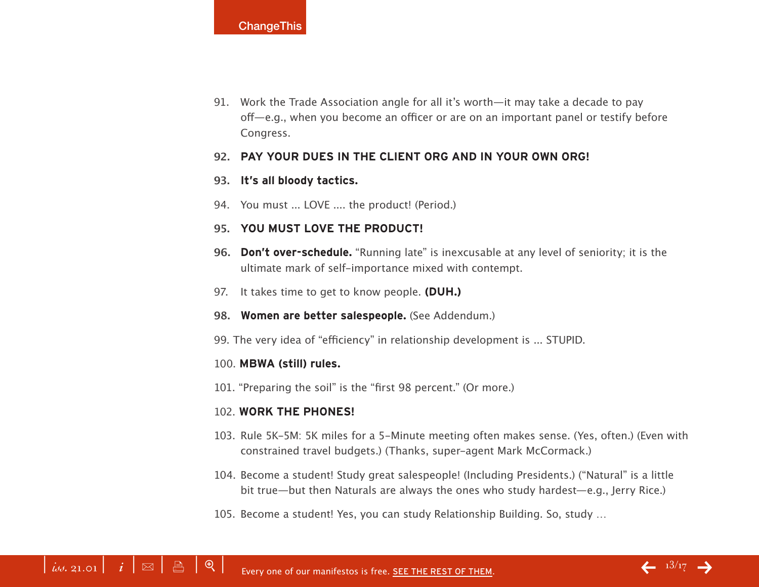91. Work the Trade Association angle for all it's worth—it may take a decade to pay off—e.g., when you become an officer or are on an important panel or testify before Congress.

92. **PAY YOUR DUES IN THE CLIENT ORG AND IN YOUR OWN ORG!**

93. **It's all bloody tactics.**

94. You must ... LOVE .... the product! (Period.)

95. **YOU MUST LOVE THE PRODUCT!**

96. **Don't over-schedule.** "Running late" is inexcusable at any level of seniority; it is the ultimate mark of self-importance mixed with contempt.

97. It takes time to get to know people. **(DUH.)**

98. **Women are better salespeople.** (See Addendum.)

99. The very idea of "efficiency" in relationship development is ... STUPID.

100. **MBWA (still) rules.**

101. "Preparing the soil" is the "first 98 percent." (Or more.)

102. **WORK THE PHONES!**

103. Rule 5K-5M: 5K miles for a 5-Minute meeting often makes sense. (Yes, often.) (Even with constrained travel budgets.) (Thanks, super-agent Mark McCormack.)

104. Become a student! Study great salespeople! (Including Presidents.) ("Natural" is a little bit true—but then Naturals are always the ones who study hardest—e.g., Jerry Rice.)

105. Become a student! Yes, you can study Relationship Building. So, study …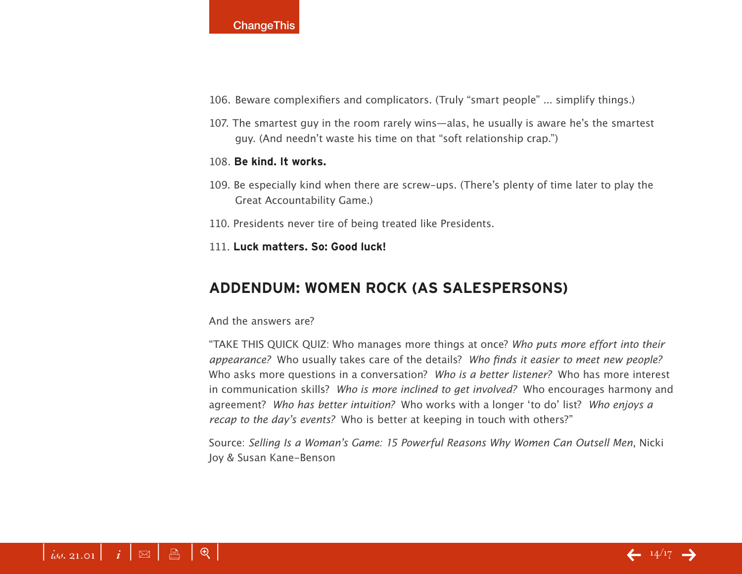106. Beware complexifiers and complicators. (Truly “smart people” ... simplify things.)

107. The smartest guy in the room rarely wins—alas, he usually is aware he’s the smartest guy. (And needn’t waste his time on that “soft relationship crap.”)

108. **Be kind. It works.**

109. Be especially kind when there are screw-ups. (There’s plenty of time later to play the Great Accountability Game.)

110. Presidents never tire of being treated like Presidents.

111. **Luck matters. So: Good luck!**

## ADDENDUM: WOMEN ROCK (AS SALESPERSONS)

And the answers are?

“TAKE THIS QUICK QUIZ: Who manages more things at once? *Who puts more effort into their appearance?* Who usually takes care of the details? *Who finds it easier to meet new people?* Who asks more questions in a conversation? *Who is a better listener?* Who has more interest in communication skills? *Who is more inclined to get involved?* Who encourages harmony and agreement? *Who has better intuition?* Who works with a longer ‘to do’ list? *Who enjoys a recap to the day’s events?* Who is better at keeping in touch with others?”

Source: *Selling Is a Woman’s Game: 15 Powerful Reasons Why Women Can Outsell Men*, Nicki Joy & Susan Kane-Benson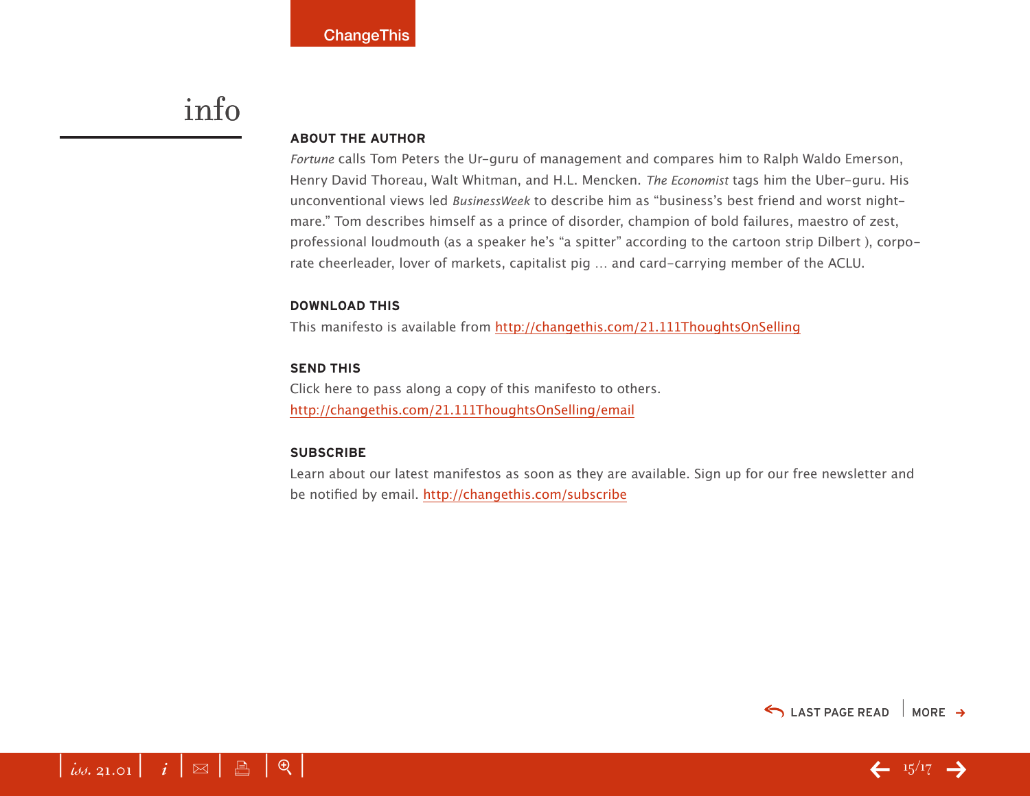# info

### ABOUT THE AUTHOR

*Fortune* calls Tom Peters the Ur-guru of management and compares him to Ralph Waldo Emerson, Henry David Thoreau, Walt Whitman, and H.L. Mencken. *The Economist* tags him the Uber-guru. His unconventional views led *BusinessWeek* to describe him as "business's best friend and worst nightmare." Tom describes himself as a prince of disorder, champion of bold failures, maestro of zest, professional loudmouth (as a speaker he's "a spitter" according to the cartoon strip Dilbert ), corporate cheerleader, lover of markets, capitalist pig … and card-carrying member of the ACLU.

### DOWNLOAD THIS

This manifesto is available from http://changethis.com/21.111ThoughtsOnSelling

### SEND THIS

Click here to pass along a copy of this manifesto to others.
http://changethis.com/21.111ThoughtsOnSelling/email

### SUBSCRIBE

Learn about our latest manifestos as soon as they are available. Sign up for our free newsletter and be notified by email. http://changethis.com/subscribe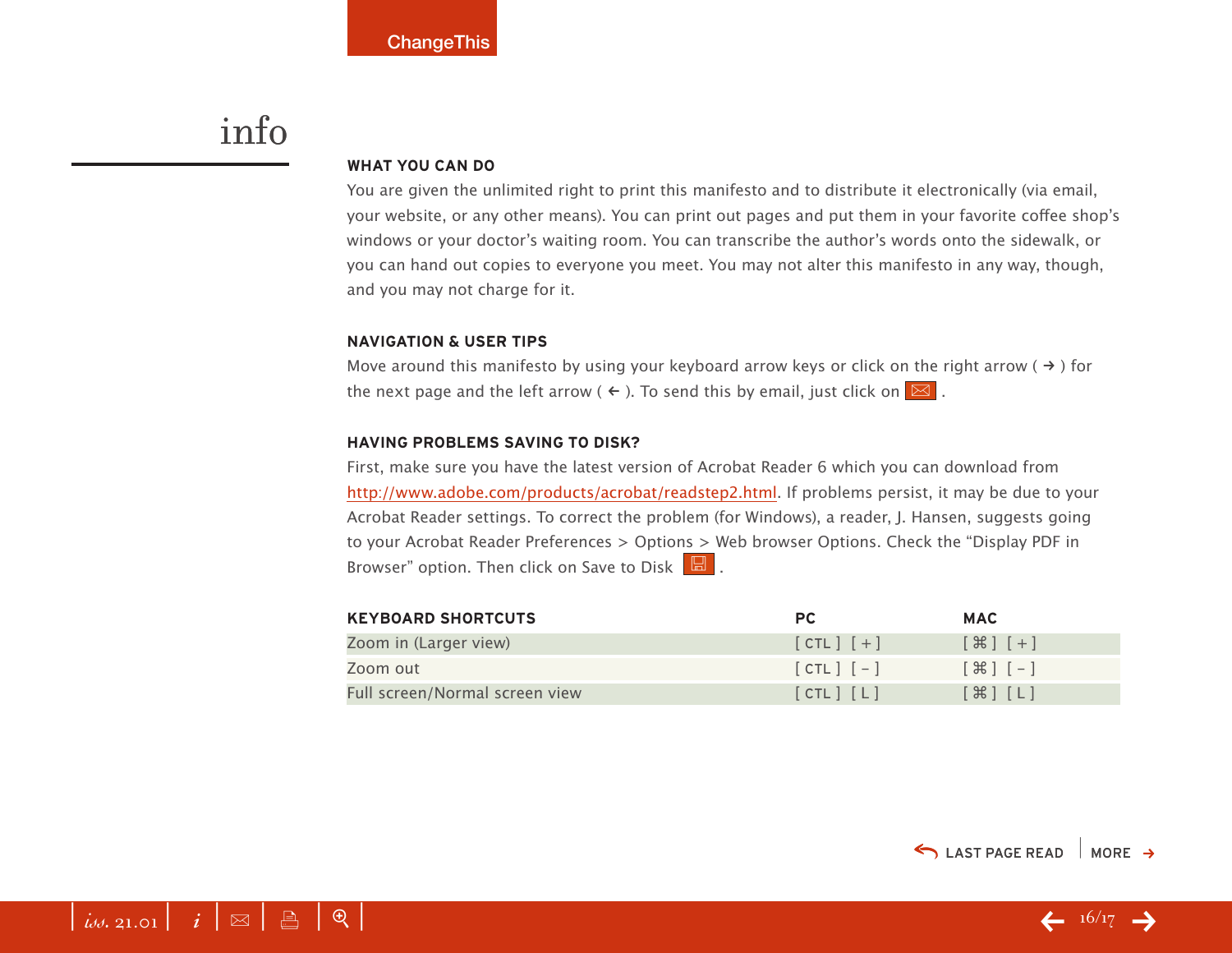# info

**WHAT YOU CAN DO**

You are given the unlimited right to print this manifesto and to distribute it electronically (via email, your website, or any other means). You can print out pages and put them in your favorite coffee shop's windows or your doctor's waiting room. You can transcribe the author's words onto the sidewalk, or you can hand out copies to everyone you meet. You may not alter this manifesto in any way, though, and you may not charge for it.

**NAVIGATION & USER TIPS**

Move around this manifesto by using your keyboard arrow keys or click on the right arrow ( → ) for the next page and the left arrow ( ← ). To send this by email, just click on ✉ .

**HAVING PROBLEMS SAVING TO DISK?**

First, make sure you have the latest version of Acrobat Reader 6 which you can download from http://www.adobe.com/products/acrobat/readstep2.html. If problems persist, it may be due to your Acrobat Reader settings. To correct the problem (for Windows), a reader, J. Hansen, suggests going to your Acrobat Reader Preferences > Options > Web browser Options. Check the "Display PDF in Browser" option. Then click on Save to Disk .

| KEYBOARD SHORTCUTS | PC | MAC |
|---|---|---|
| Zoom in (Larger view) | [ CTL ] [ + ] | [ ⌘ ] [ + ] |
| Zoom out | [ CTL ] [ - ] | [ ⌘ ] [ - ] |
| Full screen/Normal screen view | [ CTL ] [ L ] | [ ⌘ ] [ L ] |

LAST PAGE READ | MORE →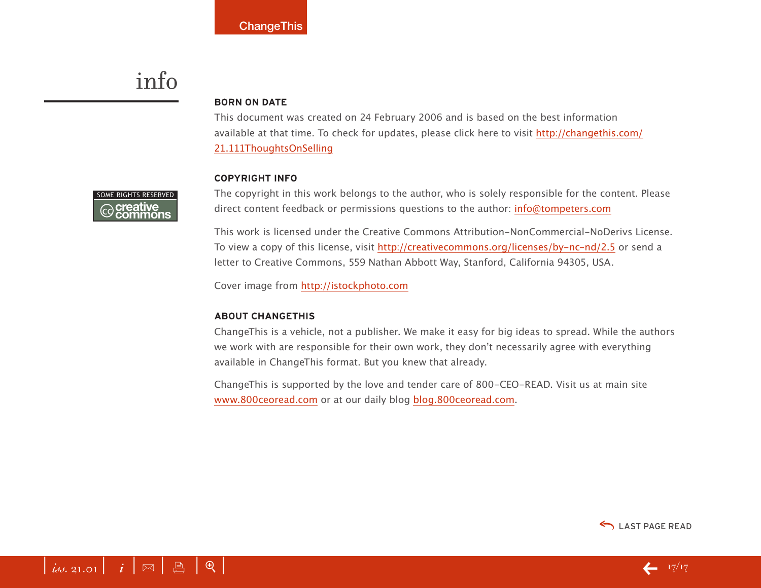# info

### BORN ON DATE

This document was created on 24 February 2006 and is based on the best information available at that time. To check for updates, please click here to visit http://changethis.com/21.111ThoughtsOnSelling

### COPYRIGHT INFO

SOME RIGHTS RESERVED creative commons

The copyright in this work belongs to the author, who is solely responsible for the content. Please direct content feedback or permissions questions to the author: info@tompeters.com

This work is licensed under the Creative Commons Attribution-NonCommercial-NoDerivs License. To view a copy of this license, visit http://creativecommons.org/licenses/by-nc-nd/2.5 or send a letter to Creative Commons, 559 Nathan Abbott Way, Stanford, California 94305, USA.

Cover image from http://istockphoto.com

### ABOUT CHANGETHIS

ChangeThis is a vehicle, not a publisher. We make it easy for big ideas to spread. While the authors we work with are responsible for their own work, they don't necessarily agree with everything available in ChangeThis format. But you knew that already.

ChangeThis is supported by the love and tender care of 800-CEO-READ. Visit us at main site www.800ceoread.com or at our daily blog blog.800ceoread.com.